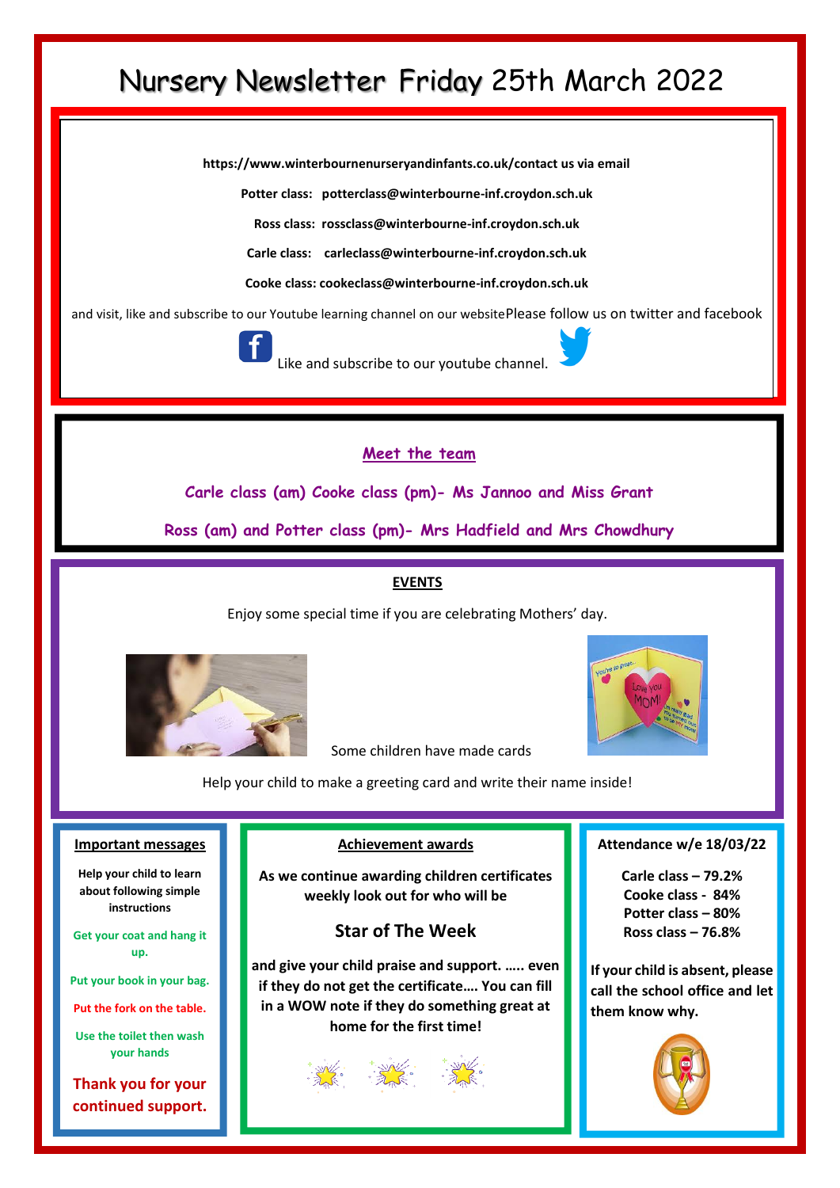# Nursery Newsletter Friday 25th March 2022

**https://www.winterbournenurseryandinfants.co.uk/contact us via email**

**Potter class: potterclass@winterbourne-inf.croydon.sch.uk**

**Ross class: rossclass@winterbourne-inf.croydon.sch.uk**

**Carle class: carleclass@winterbourne-inf.croydon.sch.uk**

**Cooke class: cookeclass@winterbourne-inf.croydon.sch.uk**

and visit, like and subscribe to our Youtube learning channel on our websitePlease follow us on twitter and facebook

Like and subscribe to our youtube channel.

## Meet the team

**Carle class (am) Cooke class (pm)- Ms Jannoo and Miss Grant**

**Ross (am) and Potter class (pm)- Mrs Hadfield and Mrs Chowdhury**

## EVENTS

Enjoy some special time if you are celebrating Mothers' day.

Some children have made cards

Help your child to make a greeting card and write their name inside!

### Important messages

**Help your child to learn about following simple instructions**

**Get your coat and hang it up.**

**Put your book in your bag.**

**Put the fork on the table.**

**Use the toilet then wash your hands**

**Thank you for your continued support.**

### Achievement awards

**As we continue awarding children certificates weekly look out for who will be**

**Star of The Week**

**and give your child praise and support. ….. even if they do not get the certificate…. You can fill in a WOW note if they do something great at home for the first time!**

### Attendance w/e 18/03/22

**Carle class – 79.2%**
**Cooke class - 84%**
**Potter class – 80%**
**Ross class – 76.8%**

**If your child is absent, please call the school office and let them know why.**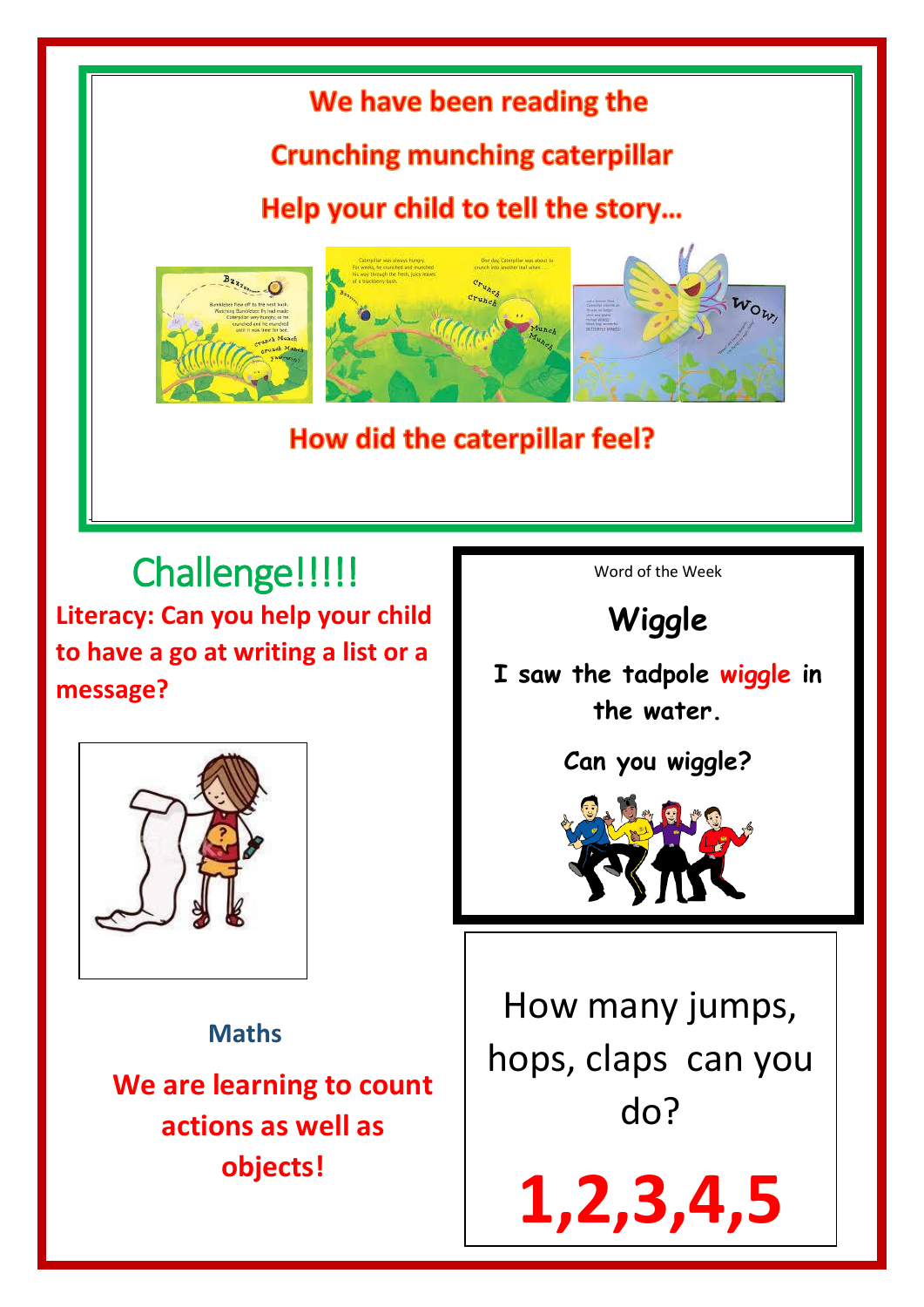**We have been reading the**

**Crunching munching caterpillar**

**Help your child to tell the story…**

**How did the caterpillar feel?**

## Challenge!!!!!

**Literacy: Can you help your child to have a go at writing a list or a message?**

Word of the Week

**Wiggle**

**I saw the tadpole wiggle in the water.**

**Can you wiggle?**

**Maths**

**We are learning to count actions as well as objects!**

How many jumps, hops, claps can you do?

**1,2,3,4,5**